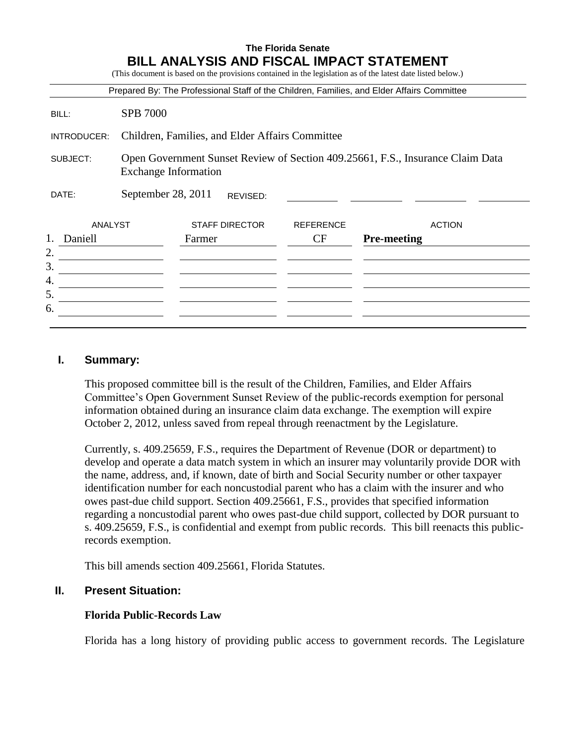**The Florida Senate**

# BILL ANALYSIS AND FISCAL IMPACT STATEMENT

(This document is based on the provisions contained in the legislation as of the latest date listed below.)

Prepared By: The Professional Staff of the Children, Families, and Elder Affairs Committee

| | |
|---|---|
| BILL: | SPB 7000 |
| INTRODUCER: | Children, Families, and Elder Affairs Committee |
| SUBJECT: | Open Government Sunset Review of Section 409.25661, F.S., Insurance Claim Data Exchange Information |
| DATE: | September 28, 2011 REVISED: |

| | ANALYST | STAFF DIRECTOR | REFERENCE | ACTION |
|---|---|---|---|---|
| 1. | Daniell | Farmer | CF | **Pre-meeting** |
| 2. | | | | |
| 3. | | | | |
| 4. | | | | |
| 5. | | | | |
| 6. | | | | |

## I. Summary:

This proposed committee bill is the result of the Children, Families, and Elder Affairs Committee's Open Government Sunset Review of the public-records exemption for personal information obtained during an insurance claim data exchange. The exemption will expire October 2, 2012, unless saved from repeal through reenactment by the Legislature.

Currently, s. 409.25659, F.S., requires the Department of Revenue (DOR or department) to develop and operate a data match system in which an insurer may voluntarily provide DOR with the name, address, and, if known, date of birth and Social Security number or other taxpayer identification number for each noncustodial parent who has a claim with the insurer and who owes past-due child support. Section 409.25661, F.S., provides that specified information regarding a noncustodial parent who owes past-due child support, collected by DOR pursuant to s. 409.25659, F.S., is confidential and exempt from public records. This bill reenacts this public-records exemption.

This bill amends section 409.25661, Florida Statutes.

## II. Present Situation:

### Florida Public-Records Law

Florida has a long history of providing public access to government records. The Legislature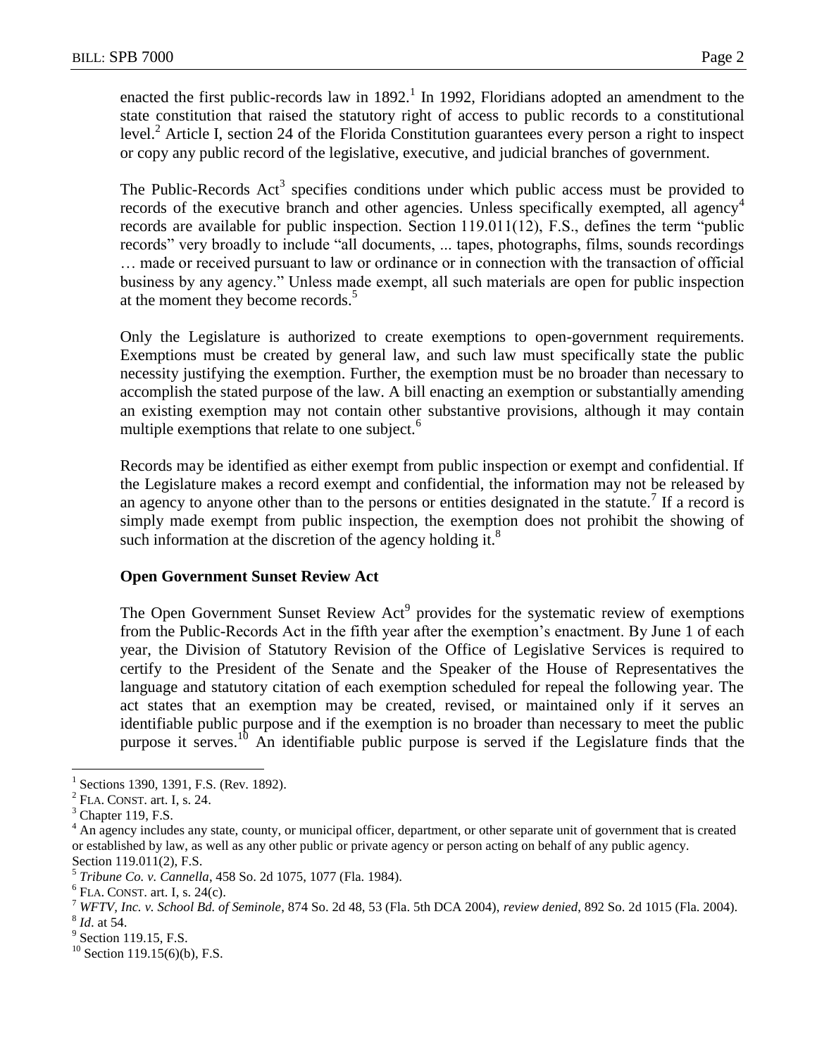enacted the first public-records law in 1892.[1] In 1992, Floridians adopted an amendment to the state constitution that raised the statutory right of access to public records to a constitutional level.[2] Article I, section 24 of the Florida Constitution guarantees every person a right to inspect or copy any public record of the legislative, executive, and judicial branches of government.

The Public-Records Act[3] specifies conditions under which public access must be provided to records of the executive branch and other agencies. Unless specifically exempted, all agency[4] records are available for public inspection. Section 119.011(12), F.S., defines the term "public records" very broadly to include "all documents, ... tapes, photographs, films, sounds recordings … made or received pursuant to law or ordinance or in connection with the transaction of official business by any agency." Unless made exempt, all such materials are open for public inspection at the moment they become records.[5]

Only the Legislature is authorized to create exemptions to open-government requirements. Exemptions must be created by general law, and such law must specifically state the public necessity justifying the exemption. Further, the exemption must be no broader than necessary to accomplish the stated purpose of the law. A bill enacting an exemption or substantially amending an existing exemption may not contain other substantive provisions, although it may contain multiple exemptions that relate to one subject.[6]

Records may be identified as either exempt from public inspection or exempt and confidential. If the Legislature makes a record exempt and confidential, the information may not be released by an agency to anyone other than to the persons or entities designated in the statute.[7] If a record is simply made exempt from public inspection, the exemption does not prohibit the showing of such information at the discretion of the agency holding it.[8]

**Open Government Sunset Review Act**

The Open Government Sunset Review Act[9] provides for the systematic review of exemptions from the Public-Records Act in the fifth year after the exemption's enactment. By June 1 of each year, the Division of Statutory Revision of the Office of Legislative Services is required to certify to the President of the Senate and the Speaker of the House of Representatives the language and statutory citation of each exemption scheduled for repeal the following year. The act states that an exemption may be created, revised, or maintained only if it serves an identifiable public purpose and if the exemption is no broader than necessary to meet the public purpose it serves.[10] An identifiable public purpose is served if the Legislature finds that the

---

[1] Sections 1390, 1391, F.S. (Rev. 1892).

[2] FLA. CONST. art. I, s. 24.

[3] Chapter 119, F.S.

[4] An agency includes any state, county, or municipal officer, department, or other separate unit of government that is created or established by law, as well as any other public or private agency or person acting on behalf of any public agency. Section 119.011(2), F.S.

[5] *Tribune Co. v. Cannella*, 458 So. 2d 1075, 1077 (Fla. 1984).

[6] FLA. CONST. art. I, s. 24(c).

[7] *WFTV, Inc. v. School Bd. of Seminole*, 874 So. 2d 48, 53 (Fla. 5th DCA 2004), *review denied*, 892 So. 2d 1015 (Fla. 2004).

[8] *Id*. at 54.

[9] Section 119.15, F.S.

[10] Section 119.15(6)(b), F.S.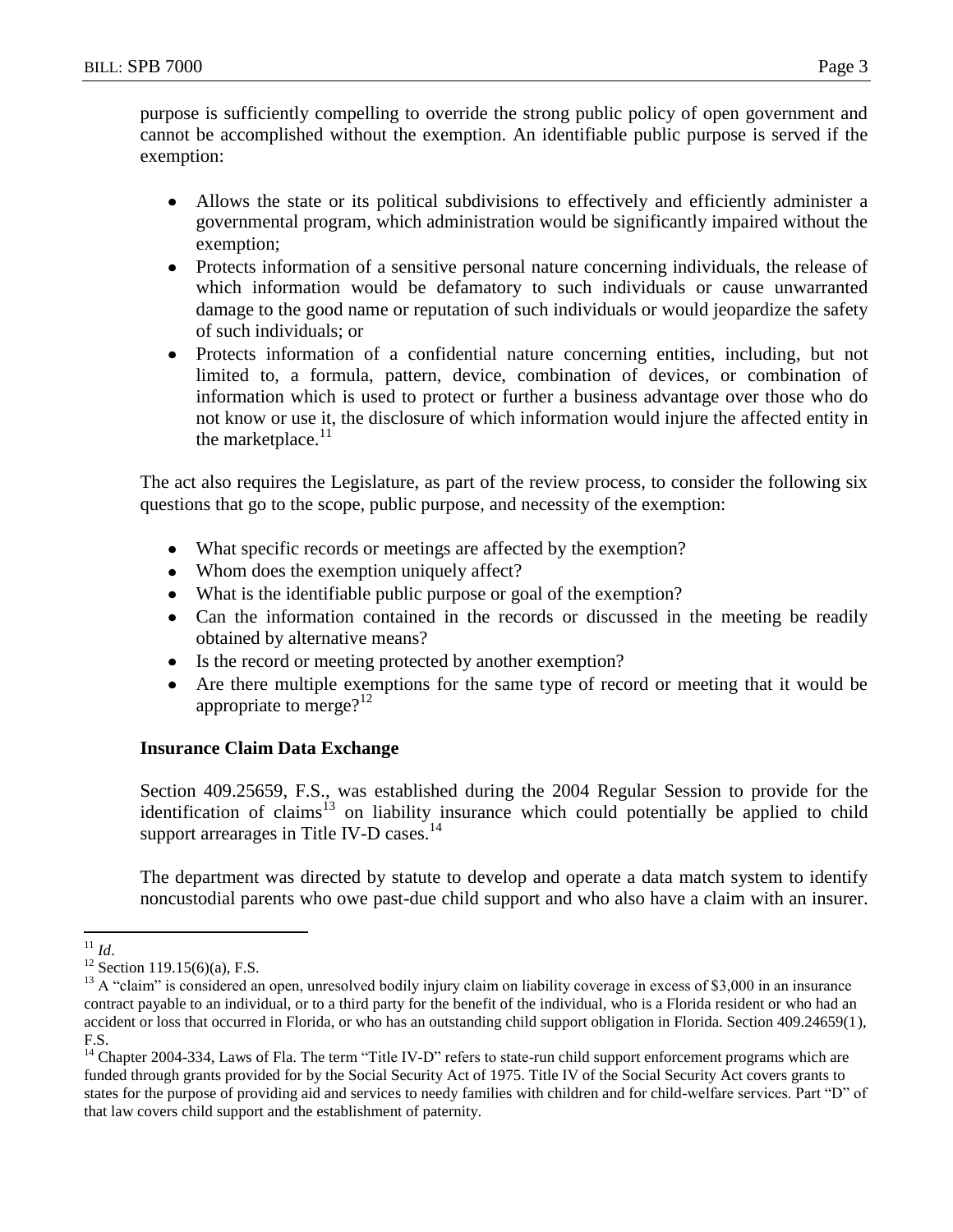purpose is sufficiently compelling to override the strong public policy of open government and cannot be accomplished without the exemption. An identifiable public purpose is served if the exemption:

- Allows the state or its political subdivisions to effectively and efficiently administer a governmental program, which administration would be significantly impaired without the exemption;
- Protects information of a sensitive personal nature concerning individuals, the release of which information would be defamatory to such individuals or cause unwarranted damage to the good name or reputation of such individuals or would jeopardize the safety of such individuals; or
- Protects information of a confidential nature concerning entities, including, but not limited to, a formula, pattern, device, combination of devices, or combination of information which is used to protect or further a business advantage over those who do not know or use it, the disclosure of which information would injure the affected entity in the marketplace.[11]

The act also requires the Legislature, as part of the review process, to consider the following six questions that go to the scope, public purpose, and necessity of the exemption:

- What specific records or meetings are affected by the exemption?
- Whom does the exemption uniquely affect?
- What is the identifiable public purpose or goal of the exemption?
- Can the information contained in the records or discussed in the meeting be readily obtained by alternative means?
- Is the record or meeting protected by another exemption?
- Are there multiple exemptions for the same type of record or meeting that it would be appropriate to merge?[12]

**Insurance Claim Data Exchange**

Section 409.25659, F.S., was established during the 2004 Regular Session to provide for the identification of claims[13] on liability insurance which could potentially be applied to child support arrearages in Title IV-D cases.[14]

The department was directed by statute to develop and operate a data match system to identify noncustodial parents who owe past-due child support and who also have a claim with an insurer.

---

[11] *Id*.

[12] Section 119.15(6)(a), F.S.

[13] A "claim" is considered an open, unresolved bodily injury claim on liability coverage in excess of $3,000 in an insurance contract payable to an individual, or to a third party for the benefit of the individual, who is a Florida resident or who had an accident or loss that occurred in Florida, or who has an outstanding child support obligation in Florida. Section 409.24659(1), F.S.

[14] Chapter 2004-334, Laws of Fla. The term "Title IV-D" refers to state-run child support enforcement programs which are funded through grants provided for by the Social Security Act of 1975. Title IV of the Social Security Act covers grants to states for the purpose of providing aid and services to needy families with children and for child-welfare services. Part "D" of that law covers child support and the establishment of paternity.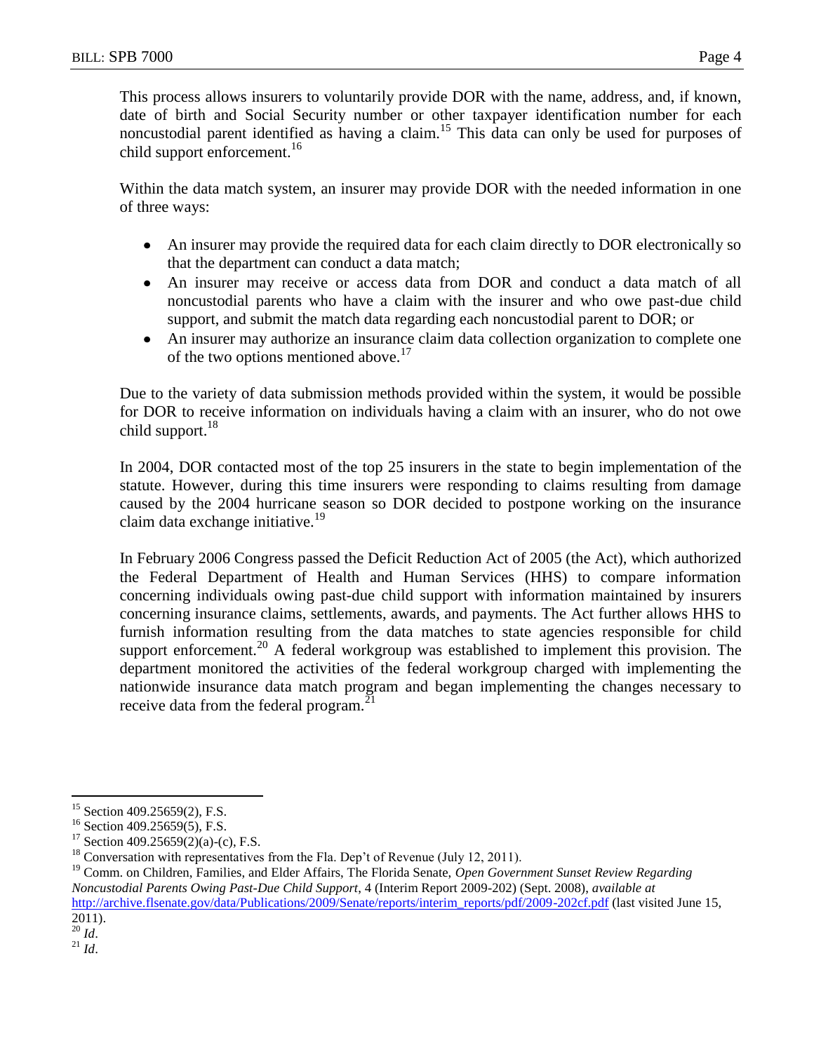This process allows insurers to voluntarily provide DOR with the name, address, and, if known, date of birth and Social Security number or other taxpayer identification number for each noncustodial parent identified as having a claim.[15] This data can only be used for purposes of child support enforcement.[16]

Within the data match system, an insurer may provide DOR with the needed information in one of three ways:

- An insurer may provide the required data for each claim directly to DOR electronically so that the department can conduct a data match;
- An insurer may receive or access data from DOR and conduct a data match of all noncustodial parents who have a claim with the insurer and who owe past-due child support, and submit the match data regarding each noncustodial parent to DOR; or
- An insurer may authorize an insurance claim data collection organization to complete one of the two options mentioned above.[17]

Due to the variety of data submission methods provided within the system, it would be possible for DOR to receive information on individuals having a claim with an insurer, who do not owe child support.[18]

In 2004, DOR contacted most of the top 25 insurers in the state to begin implementation of the statute. However, during this time insurers were responding to claims resulting from damage caused by the 2004 hurricane season so DOR decided to postpone working on the insurance claim data exchange initiative.[19]

In February 2006 Congress passed the Deficit Reduction Act of 2005 (the Act), which authorized the Federal Department of Health and Human Services (HHS) to compare information concerning individuals owing past-due child support with information maintained by insurers concerning insurance claims, settlements, awards, and payments. The Act further allows HHS to furnish information resulting from the data matches to state agencies responsible for child support enforcement.[20] A federal workgroup was established to implement this provision. The department monitored the activities of the federal workgroup charged with implementing the nationwide insurance data match program and began implementing the changes necessary to receive data from the federal program.[21]

---

[15] Section 409.25659(2), F.S.

[16] Section 409.25659(5), F.S.

[17] Section 409.25659(2)(a)-(c), F.S.

[18] Conversation with representatives from the Fla. Dep't of Revenue (July 12, 2011).

[19] Comm. on Children, Families, and Elder Affairs, The Florida Senate, *Open Government Sunset Review Regarding Noncustodial Parents Owing Past-Due Child Support*, 4 (Interim Report 2009-202) (Sept. 2008), *available at* http://archive.flsenate.gov/data/Publications/2009/Senate/reports/interim_reports/pdf/2009-202cf.pdf (last visited June 15, 2011).

[20] *Id*.

[21] *Id*.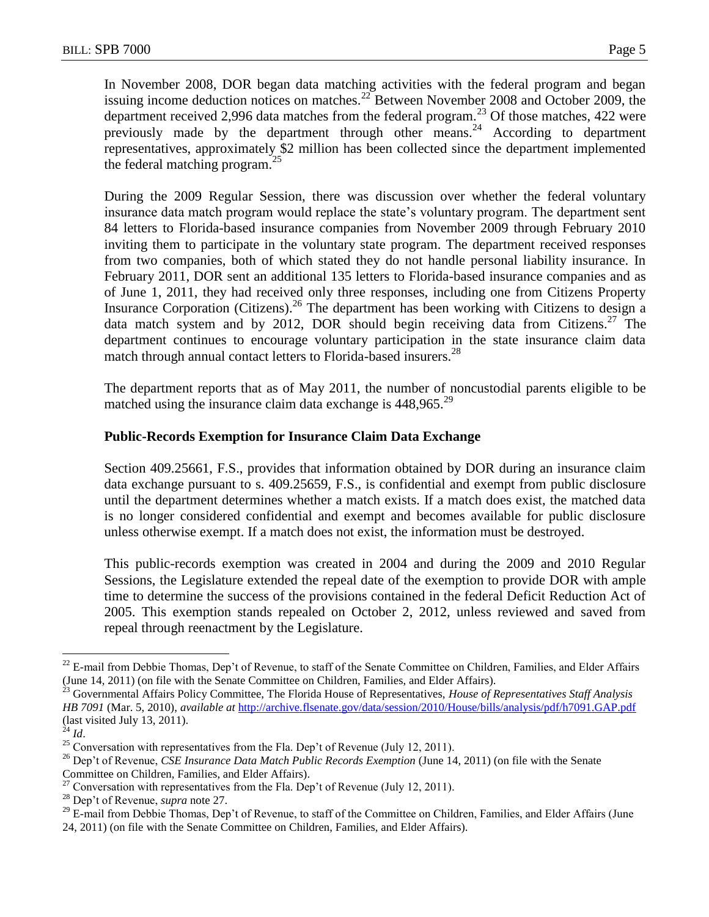In November 2008, DOR began data matching activities with the federal program and began issuing income deduction notices on matches.[22] Between November 2008 and October 2009, the department received 2,996 data matches from the federal program.[23] Of those matches, 422 were previously made by the department through other means.[24] According to department representatives, approximately $2 million has been collected since the department implemented the federal matching program.[25]

During the 2009 Regular Session, there was discussion over whether the federal voluntary insurance data match program would replace the state's voluntary program. The department sent 84 letters to Florida-based insurance companies from November 2009 through February 2010 inviting them to participate in the voluntary state program. The department received responses from two companies, both of which stated they do not handle personal liability insurance. In February 2011, DOR sent an additional 135 letters to Florida-based insurance companies and as of June 1, 2011, they had received only three responses, including one from Citizens Property Insurance Corporation (Citizens).[26] The department has been working with Citizens to design a data match system and by 2012, DOR should begin receiving data from Citizens.[27] The department continues to encourage voluntary participation in the state insurance claim data match through annual contact letters to Florida-based insurers.[28]

The department reports that as of May 2011, the number of noncustodial parents eligible to be matched using the insurance claim data exchange is 448,965.[29]

### Public-Records Exemption for Insurance Claim Data Exchange

Section 409.25661, F.S., provides that information obtained by DOR during an insurance claim data exchange pursuant to s. 409.25659, F.S., is confidential and exempt from public disclosure until the department determines whether a match exists. If a match does exist, the matched data is no longer considered confidential and exempt and becomes available for public disclosure unless otherwise exempt. If a match does not exist, the information must be destroyed.

This public-records exemption was created in 2004 and during the 2009 and 2010 Regular Sessions, the Legislature extended the repeal date of the exemption to provide DOR with ample time to determine the success of the provisions contained in the federal Deficit Reduction Act of 2005. This exemption stands repealed on October 2, 2012, unless reviewed and saved from repeal through reenactment by the Legislature.

---

[22] E-mail from Debbie Thomas, Dep't of Revenue, to staff of the Senate Committee on Children, Families, and Elder Affairs (June 14, 2011) (on file with the Senate Committee on Children, Families, and Elder Affairs).

[23] Governmental Affairs Policy Committee, The Florida House of Representatives, *House of Representatives Staff Analysis HB 7091* (Mar. 5, 2010), *available at* http://archive.flsenate.gov/data/session/2010/House/bills/analysis/pdf/h7091.GAP.pdf (last visited July 13, 2011).

[24] *Id*.

[25] Conversation with representatives from the Fla. Dep't of Revenue (July 12, 2011).

[26] Dep't of Revenue, *CSE Insurance Data Match Public Records Exemption* (June 14, 2011) (on file with the Senate Committee on Children, Families, and Elder Affairs).

[27] Conversation with representatives from the Fla. Dep't of Revenue (July 12, 2011).

[28] Dep't of Revenue, *supra* note 27.

[29] E-mail from Debbie Thomas, Dep't of Revenue, to staff of the Committee on Children, Families, and Elder Affairs (June 24, 2011) (on file with the Senate Committee on Children, Families, and Elder Affairs).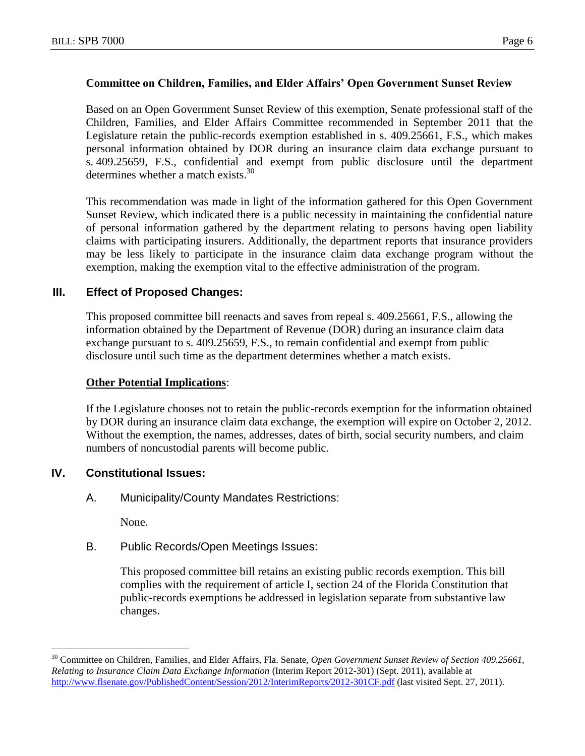**Committee on Children, Families, and Elder Affairs' Open Government Sunset Review**

Based on an Open Government Sunset Review of this exemption, Senate professional staff of the Children, Families, and Elder Affairs Committee recommended in September 2011 that the Legislature retain the public-records exemption established in s. 409.25661, F.S., which makes personal information obtained by DOR during an insurance claim data exchange pursuant to s. 409.25659, F.S., confidential and exempt from public disclosure until the department determines whether a match exists.[30]

This recommendation was made in light of the information gathered for this Open Government Sunset Review, which indicated there is a public necessity in maintaining the confidential nature of personal information gathered by the department relating to persons having open liability claims with participating insurers. Additionally, the department reports that insurance providers may be less likely to participate in the insurance claim data exchange program without the exemption, making the exemption vital to the effective administration of the program.

## III. Effect of Proposed Changes:

This proposed committee bill reenacts and saves from repeal s. 409.25661, F.S., allowing the information obtained by the Department of Revenue (DOR) during an insurance claim data exchange pursuant to s. 409.25659, F.S., to remain confidential and exempt from public disclosure until such time as the department determines whether a match exists.

**Other Potential Implications**:

If the Legislature chooses not to retain the public-records exemption for the information obtained by DOR during an insurance claim data exchange, the exemption will expire on October 2, 2012. Without the exemption, the names, addresses, dates of birth, social security numbers, and claim numbers of noncustodial parents will become public.

## IV. Constitutional Issues:

A. Municipality/County Mandates Restrictions:

None.

B. Public Records/Open Meetings Issues:

This proposed committee bill retains an existing public records exemption. This bill complies with the requirement of article I, section 24 of the Florida Constitution that public-records exemptions be addressed in legislation separate from substantive law changes.

---

[30] Committee on Children, Families, and Elder Affairs, Fla. Senate, *Open Government Sunset Review of Section 409.25661, Relating to Insurance Claim Data Exchange Information* (Interim Report 2012-301) (Sept. 2011), available at http://www.flsenate.gov/PublishedContent/Session/2012/InterimReports/2012-301CF.pdf (last visited Sept. 27, 2011).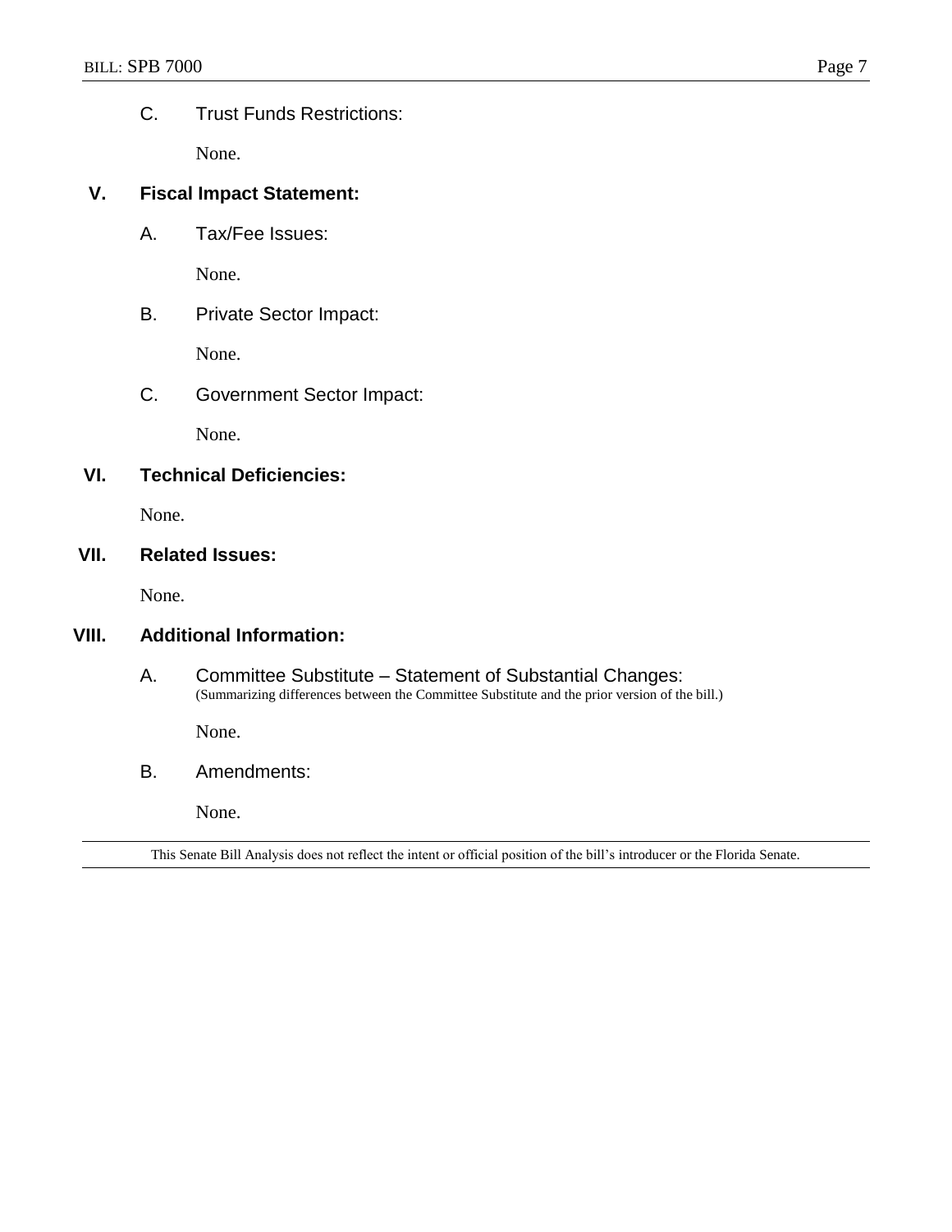### C. Trust Funds Restrictions:

None.

## V. Fiscal Impact Statement:

### A. Tax/Fee Issues:

None.

### B. Private Sector Impact:

None.

### C. Government Sector Impact:

None.

## VI. Technical Deficiencies:

None.

## VII. Related Issues:

None.

## VIII. Additional Information:

### A. Committee Substitute – Statement of Substantial Changes:

(Summarizing differences between the Committee Substitute and the prior version of the bill.)

None.

### B. Amendments:

None.

This Senate Bill Analysis does not reflect the intent or official position of the bill's introducer or the Florida Senate.